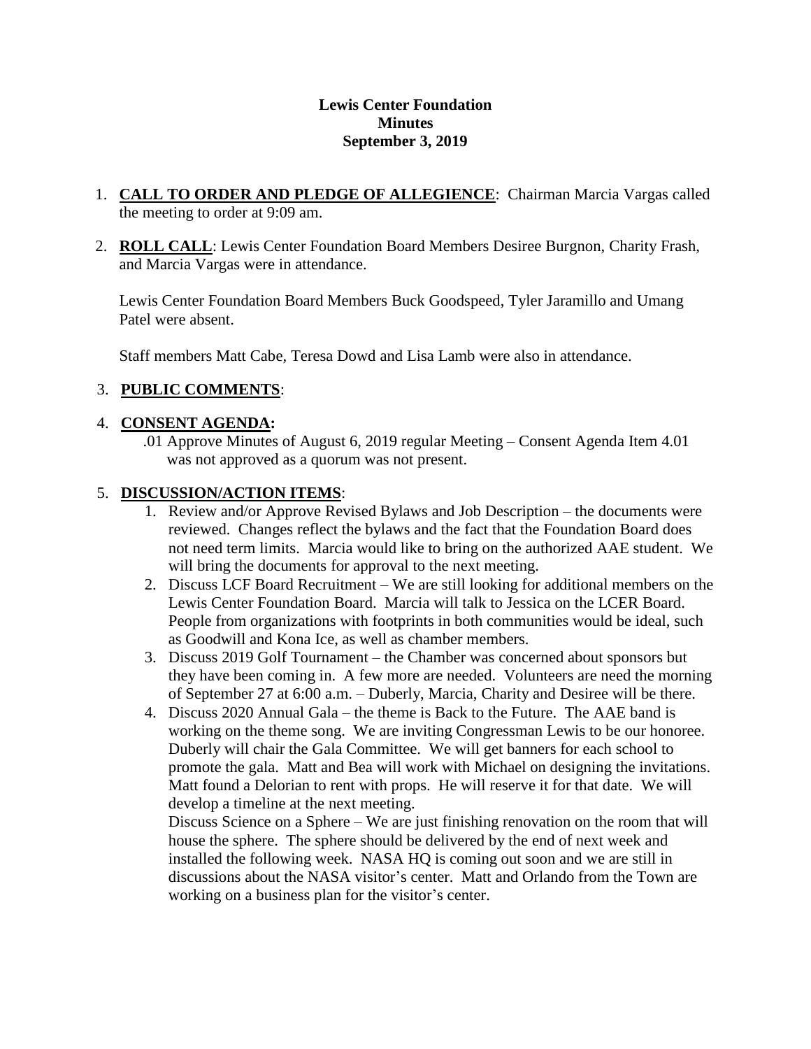**Lewis Center Foundation**
**Minutes**
**September 3, 2019**

1. **CALL TO ORDER AND PLEDGE OF ALLEGIENCE**: Chairman Marcia Vargas called the meeting to order at 9:09 am.

2. **ROLL CALL**: Lewis Center Foundation Board Members Desiree Burgnon, Charity Frash, and Marcia Vargas were in attendance.

   Lewis Center Foundation Board Members Buck Goodspeed, Tyler Jaramillo and Umang Patel were absent.

   Staff members Matt Cabe, Teresa Dowd and Lisa Lamb were also in attendance.

3. **PUBLIC COMMENTS**:

4. **CONSENT AGENDA:**
   .01 Approve Minutes of August 6, 2019 regular Meeting – Consent Agenda Item 4.01 was not approved as a quorum was not present.

5. **DISCUSSION/ACTION ITEMS**:
   1. Review and/or Approve Revised Bylaws and Job Description – the documents were reviewed. Changes reflect the bylaws and the fact that the Foundation Board does not need term limits. Marcia would like to bring on the authorized AAE student. We will bring the documents for approval to the next meeting.
   2. Discuss LCF Board Recruitment – We are still looking for additional members on the Lewis Center Foundation Board. Marcia will talk to Jessica on the LCER Board. People from organizations with footprints in both communities would be ideal, such as Goodwill and Kona Ice, as well as chamber members.
   3. Discuss 2019 Golf Tournament – the Chamber was concerned about sponsors but they have been coming in. A few more are needed. Volunteers are need the morning of September 27 at 6:00 a.m. – Duberly, Marcia, Charity and Desiree will be there.
   4. Discuss 2020 Annual Gala – the theme is Back to the Future. The AAE band is working on the theme song. We are inviting Congressman Lewis to be our honoree. Duberly will chair the Gala Committee. We will get banners for each school to promote the gala. Matt and Bea will work with Michael on designing the invitations. Matt found a Delorian to rent with props. He will reserve it for that date. We will develop a timeline at the next meeting.

      Discuss Science on a Sphere – We are just finishing renovation on the room that will house the sphere. The sphere should be delivered by the end of next week and installed the following week. NASA HQ is coming out soon and we are still in discussions about the NASA visitor's center. Matt and Orlando from the Town are working on a business plan for the visitor's center.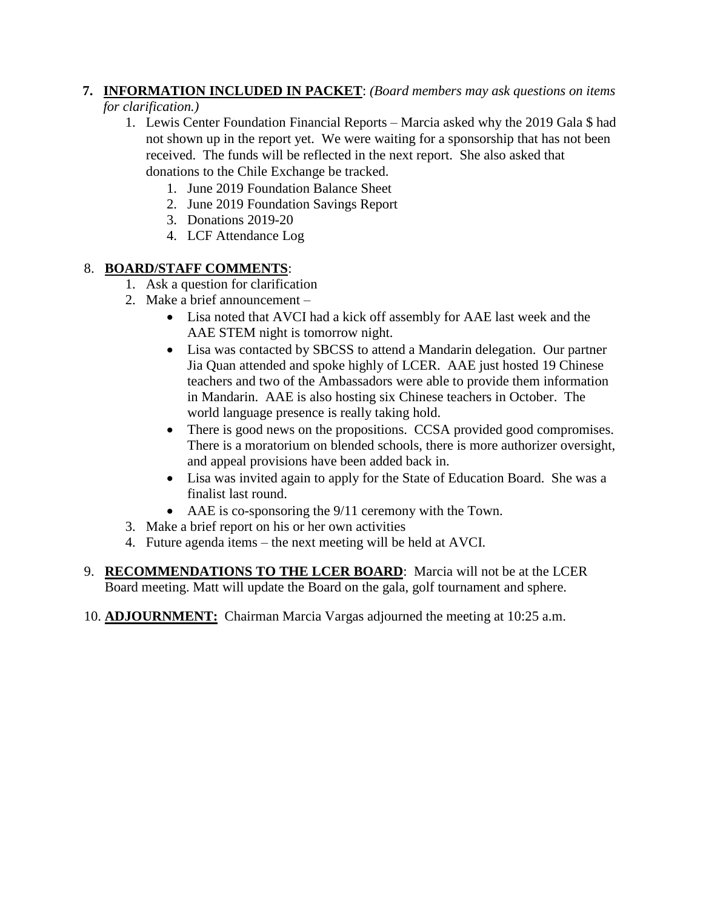7. **INFORMATION INCLUDED IN PACKET**: *(Board members may ask questions on items for clarification.)*
    1. Lewis Center Foundation Financial Reports – Marcia asked why the 2019 Gala $ had not shown up in the report yet. We were waiting for a sponsorship that has not been received. The funds will be reflected in the next report. She also asked that donations to the Chile Exchange be tracked.
        1. June 2019 Foundation Balance Sheet
        2. June 2019 Foundation Savings Report
        3. Donations 2019-20
        4. LCF Attendance Log

8. **BOARD/STAFF COMMENTS**:
    1. Ask a question for clarification
    2. Make a brief announcement –
        - Lisa noted that AVCI had a kick off assembly for AAE last week and the AAE STEM night is tomorrow night.
        - Lisa was contacted by SBCSS to attend a Mandarin delegation. Our partner Jia Quan attended and spoke highly of LCER. AAE just hosted 19 Chinese teachers and two of the Ambassadors were able to provide them information in Mandarin. AAE is also hosting six Chinese teachers in October. The world language presence is really taking hold.
        - There is good news on the propositions. CCSA provided good compromises. There is a moratorium on blended schools, there is more authorizer oversight, and appeal provisions have been added back in.
        - Lisa was invited again to apply for the State of Education Board. She was a finalist last round.
        - AAE is co-sponsoring the 9/11 ceremony with the Town.
    3. Make a brief report on his or her own activities
    4. Future agenda items – the next meeting will be held at AVCI.

9. **RECOMMENDATIONS TO THE LCER BOARD**: Marcia will not be at the LCER Board meeting. Matt will update the Board on the gala, golf tournament and sphere.

10. **ADJOURNMENT:** Chairman Marcia Vargas adjourned the meeting at 10:25 a.m.